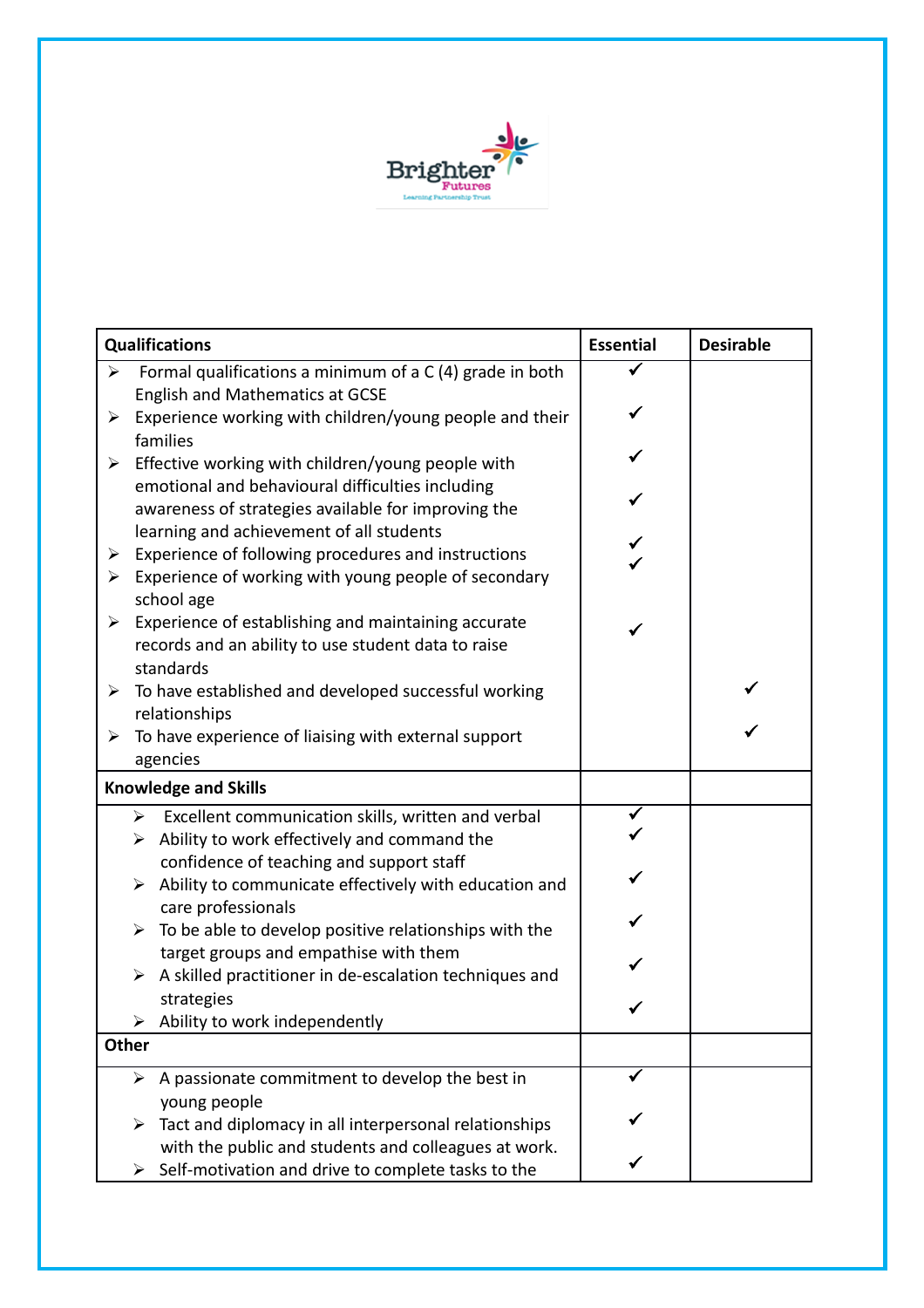| Qualifications | Essential | Desirable |
|---|---|---|
| ➢ Formal qualifications a minimum of a C (4) grade in both English and Mathematics at GCSE | ✓ | |
| ➢ Experience working with children/young people and their families | ✓ | |
| ➢ Effective working with children/young people with emotional and behavioural difficulties including awareness of strategies available for improving the learning and achievement of all students | ✓ | |
| ➢ Experience of following procedures and instructions | ✓ | |
| ➢ Experience of working with young people of secondary school age | ✓ | |
| ➢ Experience of establishing and maintaining accurate records and an ability to use student data to raise standards | ✓ | |
| ➢ To have established and developed successful working relationships | | ✓ |
| ➢ To have experience of liaising with external support agencies | | ✓ |
| **Knowledge and Skills** | | |
| ➢ Excellent communication skills, written and verbal | ✓ | |
| ➢ Ability to work effectively and command the confidence of teaching and support staff | ✓ | |
| ➢ Ability to communicate effectively with education and care professionals | ✓ | |
| ➢ To be able to develop positive relationships with the target groups and empathise with them | ✓ | |
| ➢ A skilled practitioner in de-escalation techniques and strategies | ✓ | |
| ➢ Ability to work independently | ✓ | |
| **Other** | | |
| ➢ A passionate commitment to develop the best in young people | ✓ | |
| ➢ Tact and diplomacy in all interpersonal relationships with the public and students and colleagues at work. | ✓ | |
| ➢ Self-motivation and drive to complete tasks to the | ✓ | |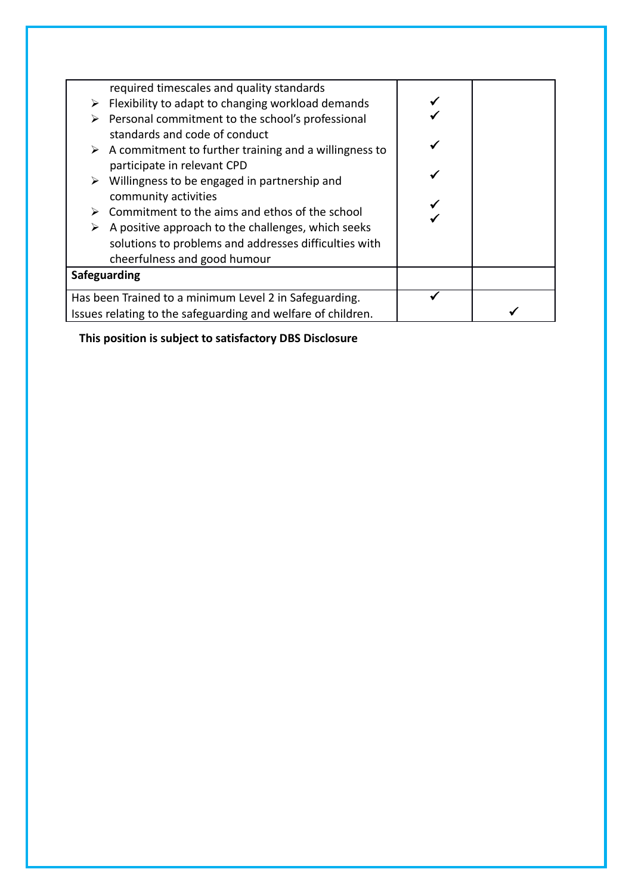| | | |
|---|---|---|
| required timescales and quality standards<br>➢ Flexibility to adapt to changing workload demands<br>➢ Personal commitment to the school's professional standards and code of conduct<br>➢ A commitment to further training and a willingness to participate in relevant CPD<br>➢ Willingness to be engaged in partnership and community activities<br>➢ Commitment to the aims and ethos of the school<br>➢ A positive approach to the challenges, which seeks solutions to problems and addresses difficulties with cheerfulness and good humour | ✓<br>✓<br><br>✓<br><br>✓<br><br>✓<br>✓ | |
| **Safeguarding** | | |
| Has been Trained to a minimum Level 2 in Safeguarding.<br>Issues relating to the safeguarding and welfare of children. | ✓ | ✓ |

**This position is subject to satisfactory DBS Disclosure**